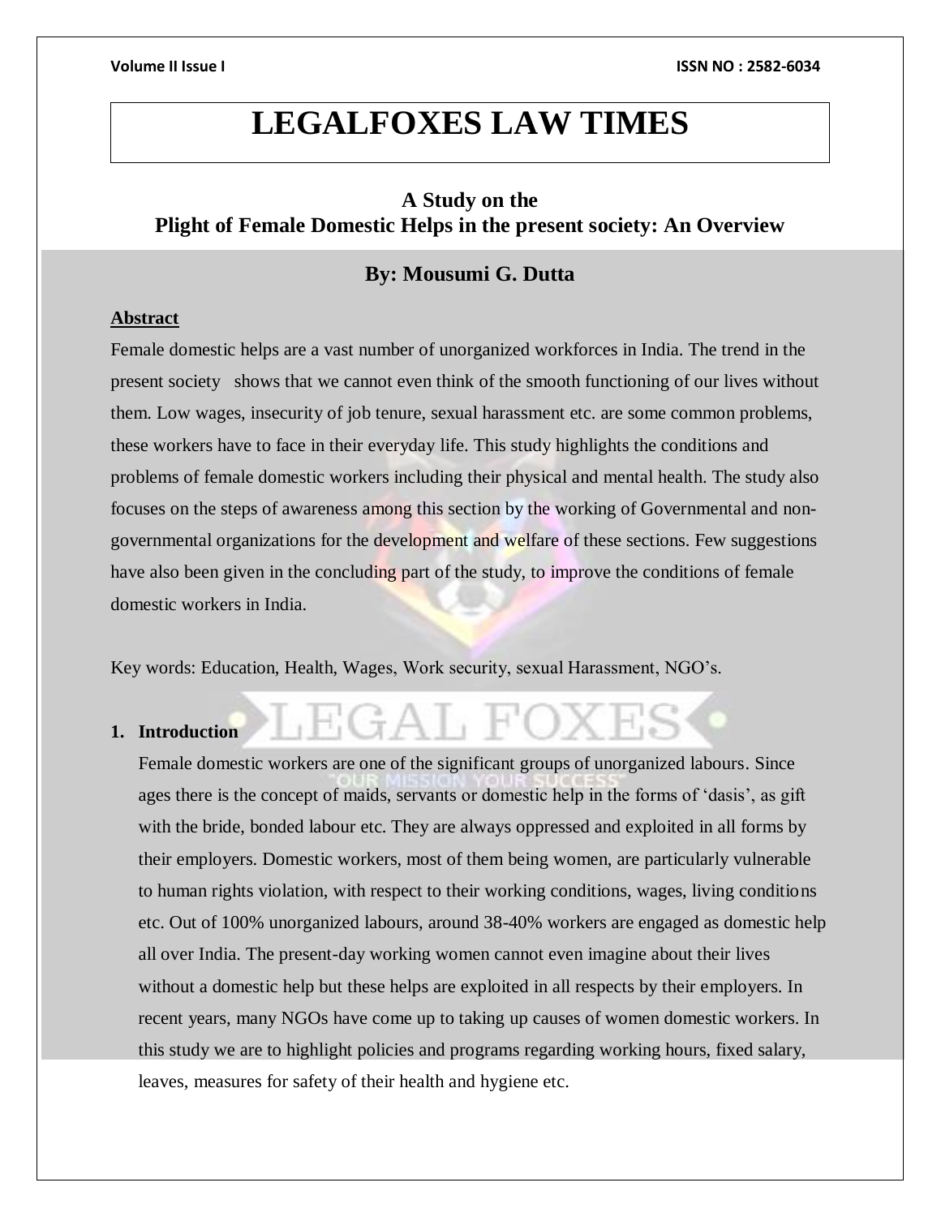# LEGALFOXES LAW TIMES

## A Study on the Plight of Female Domestic Helps in the present society: An Overview

### By: Mousumi G. Dutta

**Abstract**

Female domestic helps are a vast number of unorganized workforces in India. The trend in the present society shows that we cannot even think of the smooth functioning of our lives without them. Low wages, insecurity of job tenure, sexual harassment etc. are some common problems, these workers have to face in their everyday life. This study highlights the conditions and problems of female domestic workers including their physical and mental health. The study also focuses on the steps of awareness among this section by the working of Governmental and non-governmental organizations for the development and welfare of these sections. Few suggestions have also been given in the concluding part of the study, to improve the conditions of female domestic workers in India.

Key words: Education, Health, Wages, Work security, sexual Harassment, NGO's.

1. **Introduction**

   Female domestic workers are one of the significant groups of unorganized labours. Since ages there is the concept of maids, servants or domestic help in the forms of 'dasis', as gift with the bride, bonded labour etc. They are always oppressed and exploited in all forms by their employers. Domestic workers, most of them being women, are particularly vulnerable to human rights violation, with respect to their working conditions, wages, living conditions etc. Out of 100% unorganized labours, around 38-40% workers are engaged as domestic help all over India. The present-day working women cannot even imagine about their lives without a domestic help but these helps are exploited in all respects by their employers. In recent years, many NGOs have come up to taking up causes of women domestic workers. In this study we are to highlight policies and programs regarding working hours, fixed salary, leaves, measures for safety of their health and hygiene etc.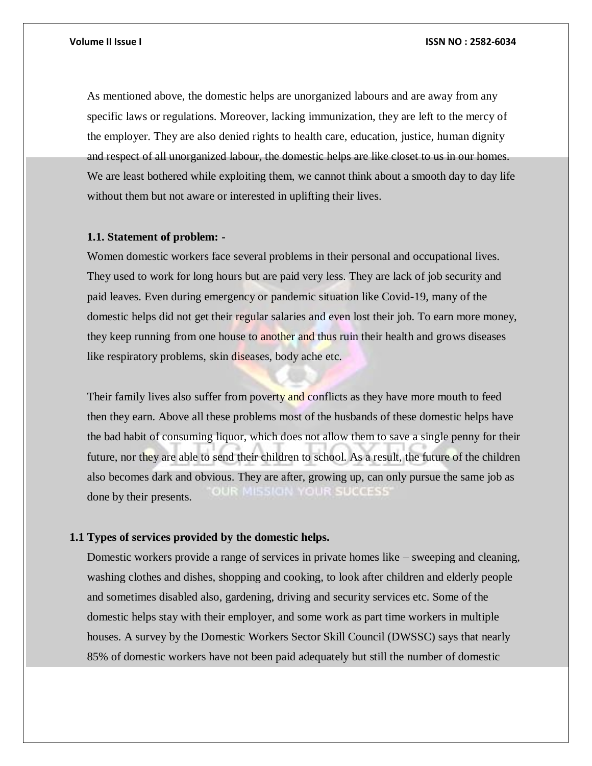As mentioned above, the domestic helps are unorganized labours and are away from any specific laws or regulations. Moreover, lacking immunization, they are left to the mercy of the employer. They are also denied rights to health care, education, justice, human dignity and respect of all unorganized labour, the domestic helps are like closet to us in our homes. We are least bothered while exploiting them, we cannot think about a smooth day to day life without them but not aware or interested in uplifting their lives.

### 1.1. Statement of problem: -

Women domestic workers face several problems in their personal and occupational lives. They used to work for long hours but are paid very less. They are lack of job security and paid leaves. Even during emergency or pandemic situation like Covid-19, many of the domestic helps did not get their regular salaries and even lost their job. To earn more money, they keep running from one house to another and thus ruin their health and grows diseases like respiratory problems, skin diseases, body ache etc.

Their family lives also suffer from poverty and conflicts as they have more mouth to feed then they earn. Above all these problems most of the husbands of these domestic helps have the bad habit of consuming liquor, which does not allow them to save a single penny for their future, nor they are able to send their children to school. As a result, the future of the children also becomes dark and obvious. They are after, growing up, can only pursue the same job as done by their presents.

### 1.1 Types of services provided by the domestic helps.

Domestic workers provide a range of services in private homes like – sweeping and cleaning, washing clothes and dishes, shopping and cooking, to look after children and elderly people and sometimes disabled also, gardening, driving and security services etc. Some of the domestic helps stay with their employer, and some work as part time workers in multiple houses. A survey by the Domestic Workers Sector Skill Council (DWSSC) says that nearly 85% of domestic workers have not been paid adequately but still the number of domestic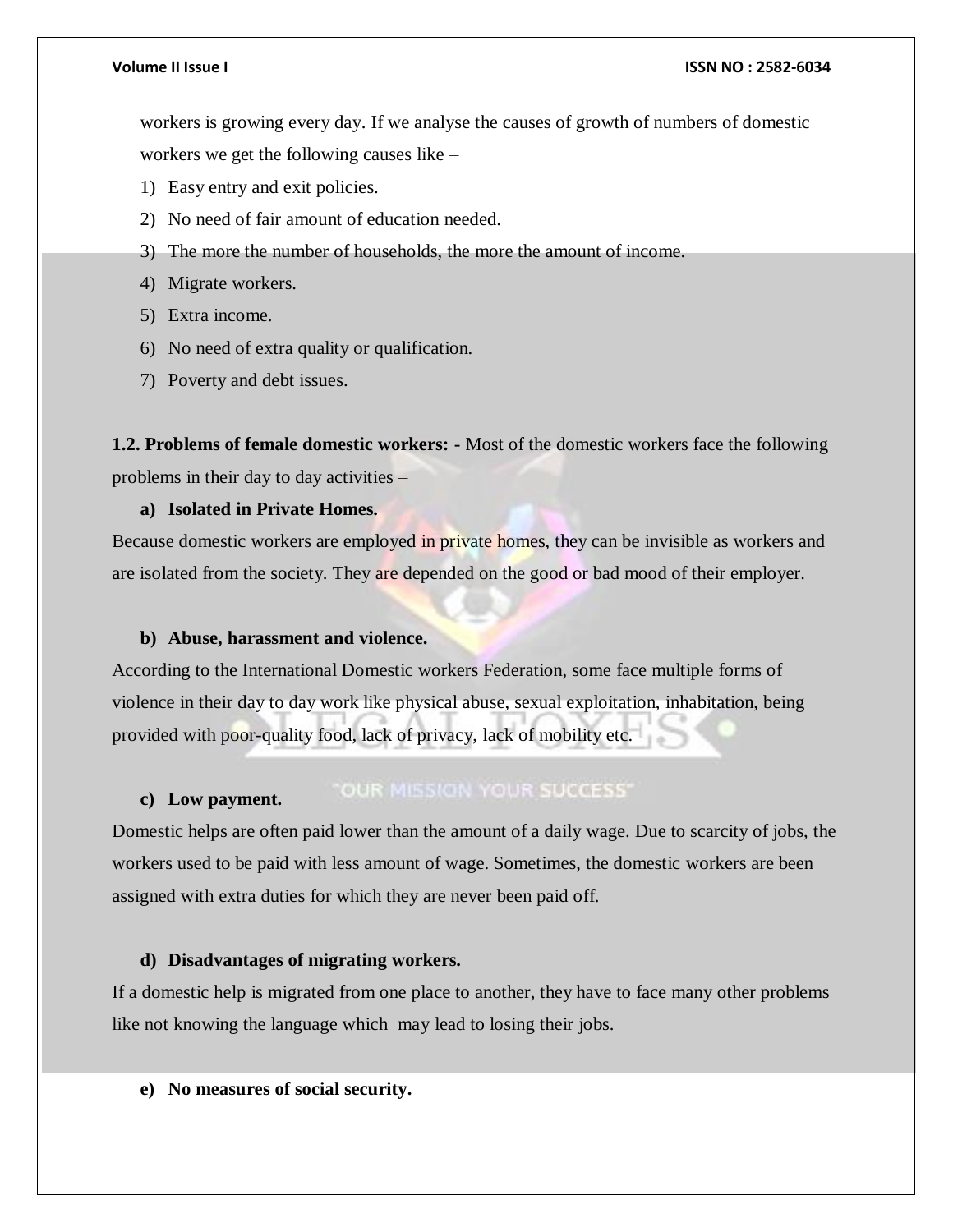workers is growing every day. If we analyse the causes of growth of numbers of domestic workers we get the following causes like –

1) Easy entry and exit policies.
2) No need of fair amount of education needed.
3) The more the number of households, the more the amount of income.
4) Migrate workers.
5) Extra income.
6) No need of extra quality or qualification.
7) Poverty and debt issues.

**1.2. Problems of female domestic workers: -** Most of the domestic workers face the following problems in their day to day activities –

**a) Isolated in Private Homes.**

Because domestic workers are employed in private homes, they can be invisible as workers and are isolated from the society. They are depended on the good or bad mood of their employer.

**b) Abuse, harassment and violence.**

According to the International Domestic workers Federation, some face multiple forms of violence in their day to day work like physical abuse, sexual exploitation, inhabitation, being provided with poor-quality food, lack of privacy, lack of mobility etc.

**c) Low payment.**

Domestic helps are often paid lower than the amount of a daily wage. Due to scarcity of jobs, the workers used to be paid with less amount of wage. Sometimes, the domestic workers are been assigned with extra duties for which they are never been paid off.

**d) Disadvantages of migrating workers.**

If a domestic help is migrated from one place to another, they have to face many other problems like not knowing the language which may lead to losing their jobs.

**e) No measures of social security.**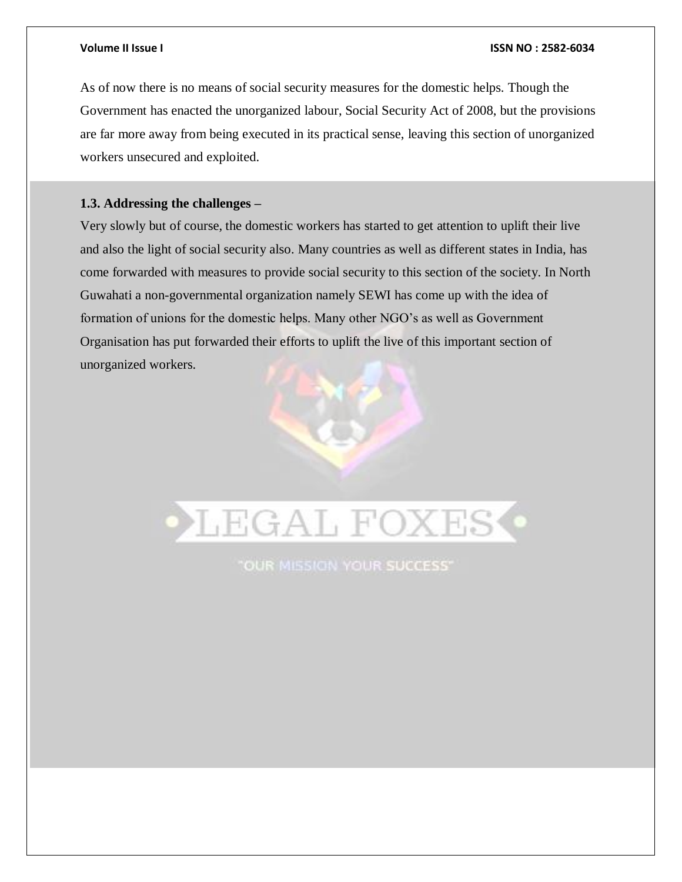As of now there is no means of social security measures for the domestic helps. Though the Government has enacted the unorganized labour, Social Security Act of 2008, but the provisions are far more away from being executed in its practical sense, leaving this section of unorganized workers unsecured and exploited.

### 1.3. Addressing the challenges –

Very slowly but of course, the domestic workers has started to get attention to uplift their live and also the light of social security also. Many countries as well as different states in India, has come forwarded with measures to provide social security to this section of the society. In North Guwahati a non-governmental organization namely SEWI has come up with the idea of formation of unions for the domestic helps. Many other NGO's as well as Government Organisation has put forwarded their efforts to uplift the live of this important section of unorganized workers.